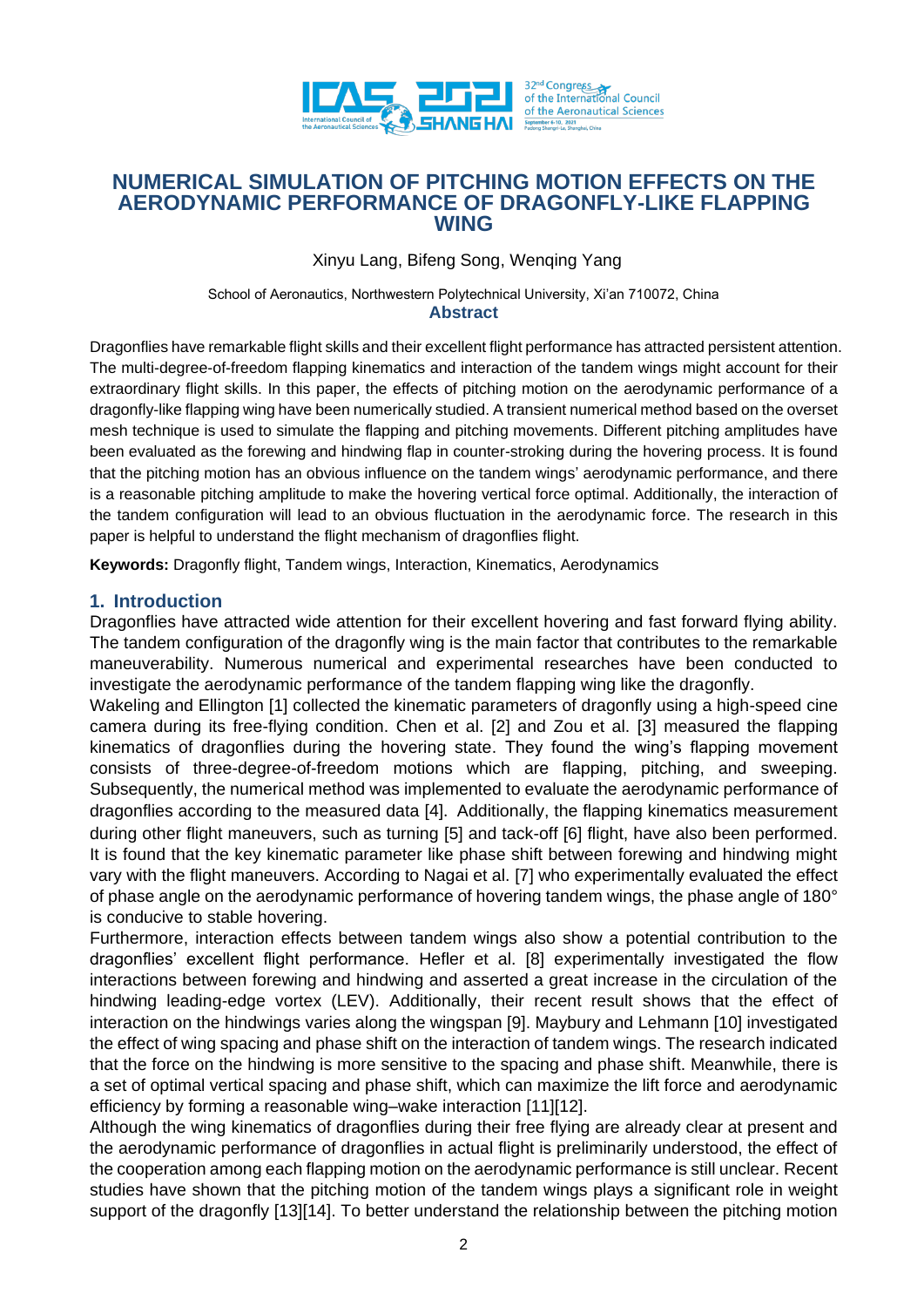# NUMERICAL SIMULATION OF PITCHING MOTION EFFECTS ON THE AERODYNAMIC PERFORMANCE OF DRAGONFLY-LIKE FLAPPING WING

Xinyu Lang, Bifeng Song, Wenqing Yang

School of Aeronautics, Northwestern Polytechnical University, Xi'an 710072, China

## Abstract

Dragonflies have remarkable flight skills and their excellent flight performance has attracted persistent attention. The multi-degree-of-freedom flapping kinematics and interaction of the tandem wings might account for their extraordinary flight skills. In this paper, the effects of pitching motion on the aerodynamic performance of a dragonfly-like flapping wing have been numerically studied. A transient numerical method based on the overset mesh technique is used to simulate the flapping and pitching movements. Different pitching amplitudes have been evaluated as the forewing and hindwing flap in counter-stroking during the hovering process. It is found that the pitching motion has an obvious influence on the tandem wings' aerodynamic performance, and there is a reasonable pitching amplitude to make the hovering vertical force optimal. Additionally, the interaction of the tandem configuration will lead to an obvious fluctuation in the aerodynamic force. The research in this paper is helpful to understand the flight mechanism of dragonflies flight.

**Keywords:** Dragonfly flight, Tandem wings, Interaction, Kinematics, Aerodynamics

## 1. Introduction

Dragonflies have attracted wide attention for their excellent hovering and fast forward flying ability. The tandem configuration of the dragonfly wing is the main factor that contributes to the remarkable maneuverability. Numerous numerical and experimental researches have been conducted to investigate the aerodynamic performance of the tandem flapping wing like the dragonfly.

Wakeling and Ellington [1] collected the kinematic parameters of dragonfly using a high-speed cine camera during its free-flying condition. Chen et al. [2] and Zou et al. [3] measured the flapping kinematics of dragonflies during the hovering state. They found the wing's flapping movement consists of three-degree-of-freedom motions which are flapping, pitching, and sweeping. Subsequently, the numerical method was implemented to evaluate the aerodynamic performance of dragonflies according to the measured data [4]. Additionally, the flapping kinematics measurement during other flight maneuvers, such as turning [5] and tack-off [6] flight, have also been performed. It is found that the key kinematic parameter like phase shift between forewing and hindwing might vary with the flight maneuvers. According to Nagai et al. [7] who experimentally evaluated the effect of phase angle on the aerodynamic performance of hovering tandem wings, the phase angle of 180° is conducive to stable hovering.

Furthermore, interaction effects between tandem wings also show a potential contribution to the dragonflies' excellent flight performance. Hefler et al. [8] experimentally investigated the flow interactions between forewing and hindwing and asserted a great increase in the circulation of the hindwing leading-edge vortex (LEV). Additionally, their recent result shows that the effect of interaction on the hindwings varies along the wingspan [9]. Maybury and Lehmann [10] investigated the effect of wing spacing and phase shift on the interaction of tandem wings. The research indicated that the force on the hindwing is more sensitive to the spacing and phase shift. Meanwhile, there is a set of optimal vertical spacing and phase shift, which can maximize the lift force and aerodynamic efficiency by forming a reasonable wing–wake interaction [11][12].

Although the wing kinematics of dragonflies during their free flying are already clear at present and the aerodynamic performance of dragonflies in actual flight is preliminarily understood, the effect of the cooperation among each flapping motion on the aerodynamic performance is still unclear. Recent studies have shown that the pitching motion of the tandem wings plays a significant role in weight support of the dragonfly [13][14]. To better understand the relationship between the pitching motion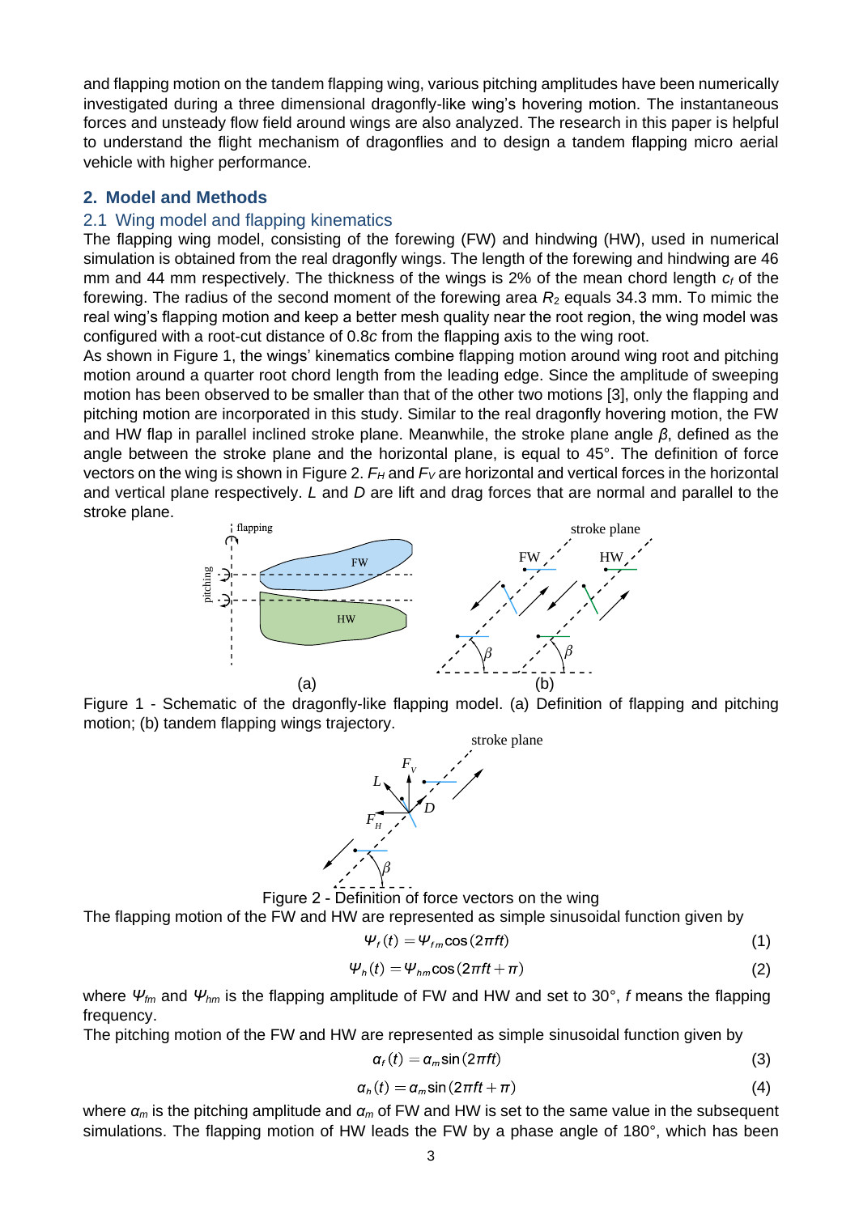and flapping motion on the tandem flapping wing, various pitching amplitudes have been numerically investigated during a three dimensional dragonfly-like wing's hovering motion. The instantaneous forces and unsteady flow field around wings are also analyzed. The research in this paper is helpful to understand the flight mechanism of dragonflies and to design a tandem flapping micro aerial vehicle with higher performance.

## 2. Model and Methods

### 2.1 Wing model and flapping kinematics

The flapping wing model, consisting of the forewing (FW) and hindwing (HW), used in numerical simulation is obtained from the real dragonfly wings. The length of the forewing and hindwing are 46 mm and 44 mm respectively. The thickness of the wings is 2% of the mean chord length $c_f$ of the forewing. The radius of the second moment of the forewing area $R_2$ equals 34.3 mm. To mimic the real wing's flapping motion and keep a better mesh quality near the root region, the wing model was configured with a root-cut distance of 0.8*c* from the flapping axis to the wing root.

As shown in Figure 1, the wings' kinematics combine flapping motion around wing root and pitching motion around a quarter root chord length from the leading edge. Since the amplitude of sweeping motion has been observed to be smaller than that of the other two motions [3], only the flapping and pitching motion are incorporated in this study. Similar to the real dragonfly hovering motion, the FW and HW flap in parallel inclined stroke plane. Meanwhile, the stroke plane angle $\beta$, defined as the angle between the stroke plane and the horizontal plane, is equal to 45°. The definition of force vectors on the wing is shown in Figure 2. $F_H$ and $F_V$ are horizontal and vertical forces in the horizontal and vertical plane respectively. $L$ and $D$ are lift and drag forces that are normal and parallel to the stroke plane.

Figure 1 - Schematic of the dragonfly-like flapping model. (a) Definition of flapping and pitching motion; (b) tandem flapping wings trajectory.

Figure 2 - Definition of force vectors on the wing

The flapping motion of the FW and HW are represented as simple sinusoidal function given by

$$\Psi_f(t) = \Psi_{fm}\cos(2\pi ft) \tag{1}$$

$$\Psi_h(t) = \Psi_{hm}\cos(2\pi ft + \pi) \tag{2}$$

where $\Psi_{fm}$ and $\Psi_{hm}$ is the flapping amplitude of FW and HW and set to 30°, $f$ means the flapping frequency.

The pitching motion of the FW and HW are represented as simple sinusoidal function given by

$$\alpha_f(t) = \alpha_m\sin(2\pi ft) \tag{3}$$

$$\alpha_h(t) = \alpha_m\sin(2\pi ft + \pi) \tag{4}$$

where $\alpha_m$ is the pitching amplitude and $\alpha_m$ of FW and HW is set to the same value in the subsequent simulations. The flapping motion of HW leads the FW by a phase angle of 180°, which has been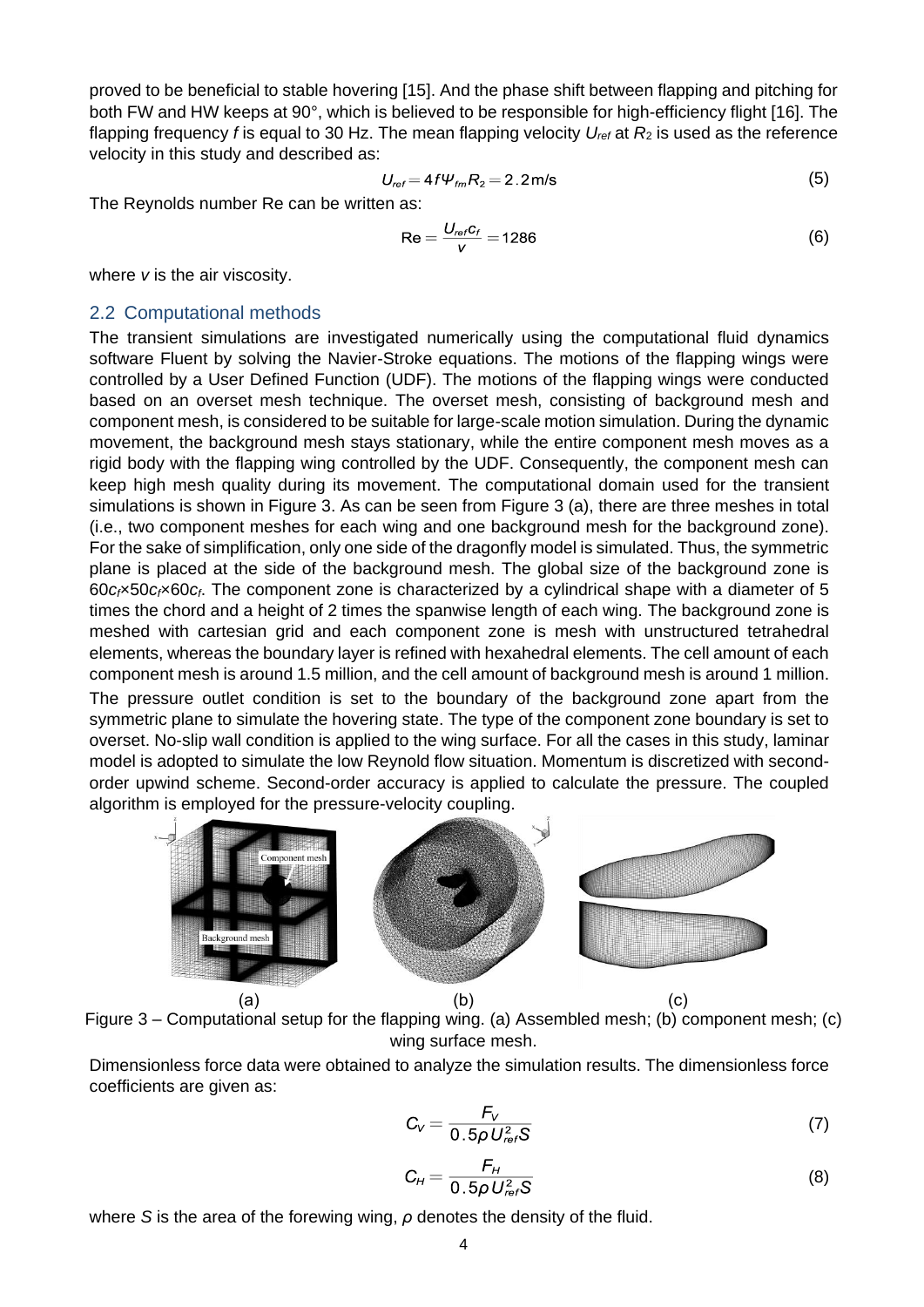proved to be beneficial to stable hovering [15]. And the phase shift between flapping and pitching for both FW and HW keeps at 90°, which is believed to be responsible for high-efficiency flight [16]. The flapping frequency $f$ is equal to 30 Hz. The mean flapping velocity $U_{ref}$ at $R_2$ is used as the reference velocity in this study and described as:

$$U_{ref} = 4f\Psi_{fm}R_2 = 2.2\,\text{m/s} \tag{5}$$

The Reynolds number Re can be written as:

$$\text{Re} = \frac{U_{ref}c_f}{v} = 1286 \tag{6}$$

where $v$ is the air viscosity.

## 2.2 Computational methods

The transient simulations are investigated numerically using the computational fluid dynamics software Fluent by solving the Navier-Stroke equations. The motions of the flapping wings were controlled by a User Defined Function (UDF). The motions of the flapping wings were conducted based on an overset mesh technique. The overset mesh, consisting of background mesh and component mesh, is considered to be suitable for large-scale motion simulation. During the dynamic movement, the background mesh stays stationary, while the entire component mesh moves as a rigid body with the flapping wing controlled by the UDF. Consequently, the component mesh can keep high mesh quality during its movement. The computational domain used for the transient simulations is shown in Figure 3. As can be seen from Figure 3 (a), there are three meshes in total (i.e., two component meshes for each wing and one background mesh for the background zone). For the sake of simplification, only one side of the dragonfly model is simulated. Thus, the symmetric plane is placed at the side of the background mesh. The global size of the background zone is $60c_f$×$50c_f$×$60c_f$. The component zone is characterized by a cylindrical shape with a diameter of 5 times the chord and a height of 2 times the spanwise length of each wing. The background zone is meshed with cartesian grid and each component zone is mesh with unstructured tetrahedral elements, whereas the boundary layer is refined with hexahedral elements. The cell amount of each component mesh is around 1.5 million, and the cell amount of background mesh is around 1 million.

The pressure outlet condition is set to the boundary of the background zone apart from the symmetric plane to simulate the hovering state. The type of the component zone boundary is set to overset. No-slip wall condition is applied to the wing surface. For all the cases in this study, laminar model is adopted to simulate the low Reynold flow situation. Momentum is discretized with second-order upwind scheme. Second-order accuracy is applied to calculate the pressure. The coupled algorithm is employed for the pressure-velocity coupling.

(a) (b) (c)

Figure 3 – Computational setup for the flapping wing. (a) Assembled mesh; (b) component mesh; (c) wing surface mesh.

Dimensionless force data were obtained to analyze the simulation results. The dimensionless force coefficients are given as:

$$C_V = \frac{F_V}{0.5\rho U_{ref}^2 S} \tag{7}$$

$$C_H = \frac{F_H}{0.5\rho U_{ref}^2 S} \tag{8}$$

where $S$ is the area of the forewing wing, $\rho$ denotes the density of the fluid.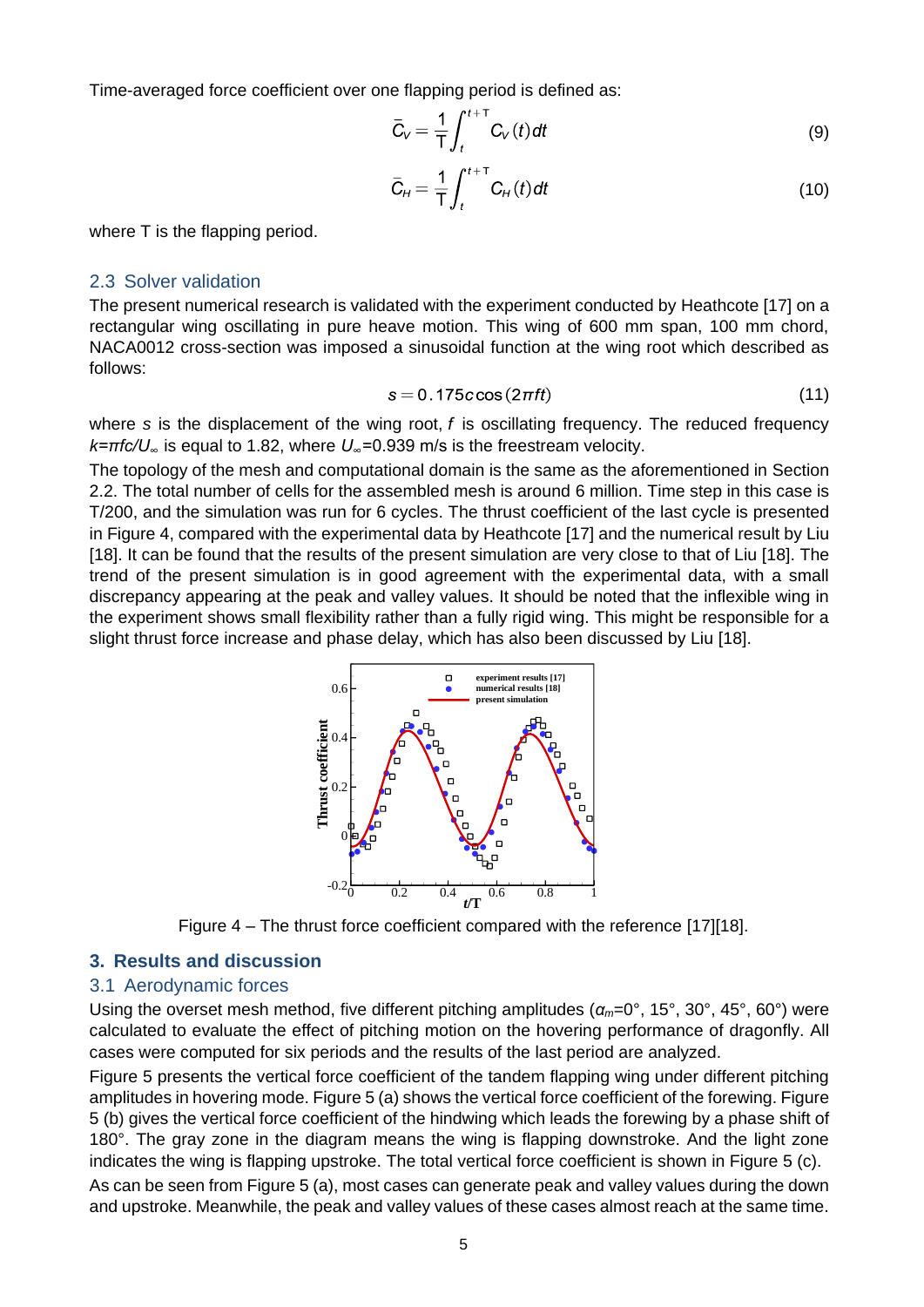Time-averaged force coefficient over one flapping period is defined as:

$$\bar{C}_V = \frac{1}{T}\int_t^{t+T} C_V(t)\,dt \tag{9}$$

$$\bar{C}_H = \frac{1}{T}\int_t^{t+T} C_H(t)\,dt \tag{10}$$

where T is the flapping period.

## 2.3 Solver validation

The present numerical research is validated with the experiment conducted by Heathcote [17] on a rectangular wing oscillating in pure heave motion. This wing of 600 mm span, 100 mm chord, NACA0012 cross-section was imposed a sinusoidal function at the wing root which described as follows:

$$s = 0.175c\cos(2\pi ft) \tag{11}$$

where $s$ is the displacement of the wing root, $f$ is oscillating frequency. The reduced frequency $k=\pi fc/U_\infty$ is equal to 1.82, where $U_\infty$=0.939 m/s is the freestream velocity.

The topology of the mesh and computational domain is the same as the aforementioned in Section 2.2. The total number of cells for the assembled mesh is around 6 million. Time step in this case is T/200, and the simulation was run for 6 cycles. The thrust coefficient of the last cycle is presented in Figure 4, compared with the experimental data by Heathcote [17] and the numerical result by Liu [18]. It can be found that the results of the present simulation are very close to that of Liu [18]. The trend of the present simulation is in good agreement with the experimental data, with a small discrepancy appearing at the peak and valley values. It should be noted that the inflexible wing in the experiment shows small flexibility rather than a fully rigid wing. This might be responsible for a slight thrust force increase and phase delay, which has also been discussed by Liu [18].

Figure 4 – The thrust force coefficient compared with the reference [17][18].

# 3. Results and discussion

## 3.1 Aerodynamic forces

Using the overset mesh method, five different pitching amplitudes ($\alpha_m$=0°, 15°, 30°, 45°, 60°) were calculated to evaluate the effect of pitching motion on the hovering performance of dragonfly. All cases were computed for six periods and the results of the last period are analyzed.

Figure 5 presents the vertical force coefficient of the tandem flapping wing under different pitching amplitudes in hovering mode. Figure 5 (a) shows the vertical force coefficient of the forewing. Figure 5 (b) gives the vertical force coefficient of the hindwing which leads the forewing by a phase shift of 180°. The gray zone in the diagram means the wing is flapping downstroke. And the light zone indicates the wing is flapping upstroke. The total vertical force coefficient is shown in Figure 5 (c).

As can be seen from Figure 5 (a), most cases can generate peak and valley values during the down and upstroke. Meanwhile, the peak and valley values of these cases almost reach at the same time.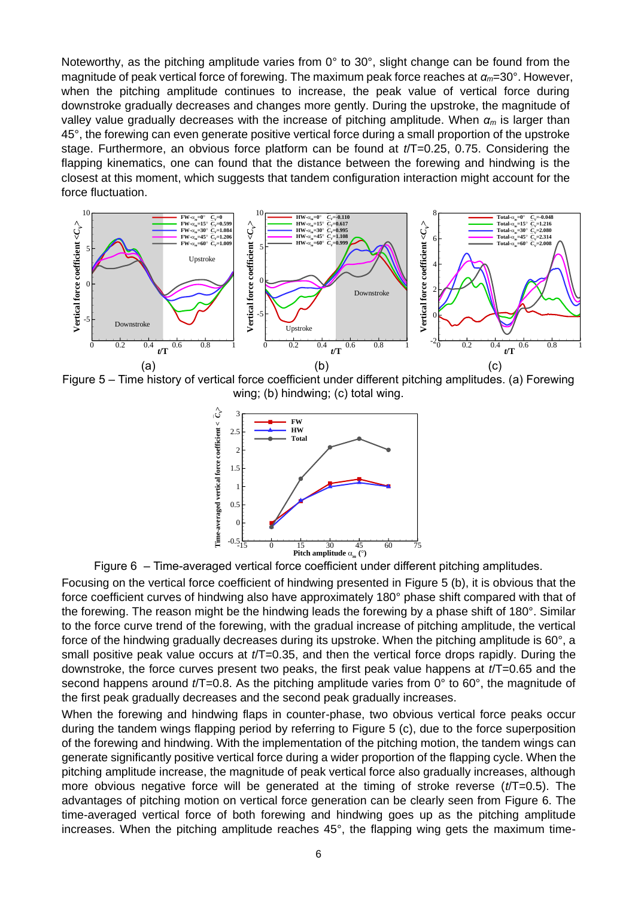Noteworthy, as the pitching amplitude varies from 0° to 30°, slight change can be found from the magnitude of peak vertical force of forewing. The maximum peak force reaches at $\alpha_m$=30°. However, when the pitching amplitude continues to increase, the peak value of vertical force during downstroke gradually decreases and changes more gently. During the upstroke, the magnitude of valley value gradually decreases with the increase of pitching amplitude. When $\alpha_m$ is larger than 45°, the forewing can even generate positive vertical force during a small proportion of the upstroke stage. Furthermore, an obvious force platform can be found at $t/T$=0.25, 0.75. Considering the flapping kinematics, one can found that the distance between the forewing and hindwing is the closest at this moment, which suggests that tandem configuration interaction might account for the force fluctuation.

Figure 5 – Time history of vertical force coefficient under different pitching amplitudes. (a) Forewing wing; (b) hindwing; (c) total wing.

Figure 6 – Time-averaged vertical force coefficient under different pitching amplitudes.

Focusing on the vertical force coefficient of hindwing presented in Figure 5 (b), it is obvious that the force coefficient curves of hindwing also have approximately 180° phase shift compared with that of the forewing. The reason might be the hindwing leads the forewing by a phase shift of 180°. Similar to the force curve trend of the forewing, with the gradual increase of pitching amplitude, the vertical force of the hindwing gradually decreases during its upstroke. When the pitching amplitude is 60°, a small positive peak value occurs at $t/T$=0.35, and then the vertical force drops rapidly. During the downstroke, the force curves present two peaks, the first peak value happens at $t/T$=0.65 and the second happens around $t/T$=0.8. As the pitching amplitude varies from 0° to 60°, the magnitude of the first peak gradually decreases and the second peak gradually increases.

When the forewing and hindwing flaps in counter-phase, two obvious vertical force peaks occur during the tandem wings flapping period by referring to Figure 5 (c), due to the force superposition of the forewing and hindwing. With the implementation of the pitching motion, the tandem wings can generate significantly positive vertical force during a wider proportion of the flapping cycle. When the pitching amplitude increase, the magnitude of peak vertical force also gradually increases, although more obvious negative force will be generated at the timing of stroke reverse ($t/T$=0.5). The advantages of pitching motion on vertical force generation can be clearly seen from Figure 6. The time-averaged vertical force of both forewing and hindwing goes up as the pitching amplitude increases. When the pitching amplitude reaches 45°, the flapping wing gets the maximum time-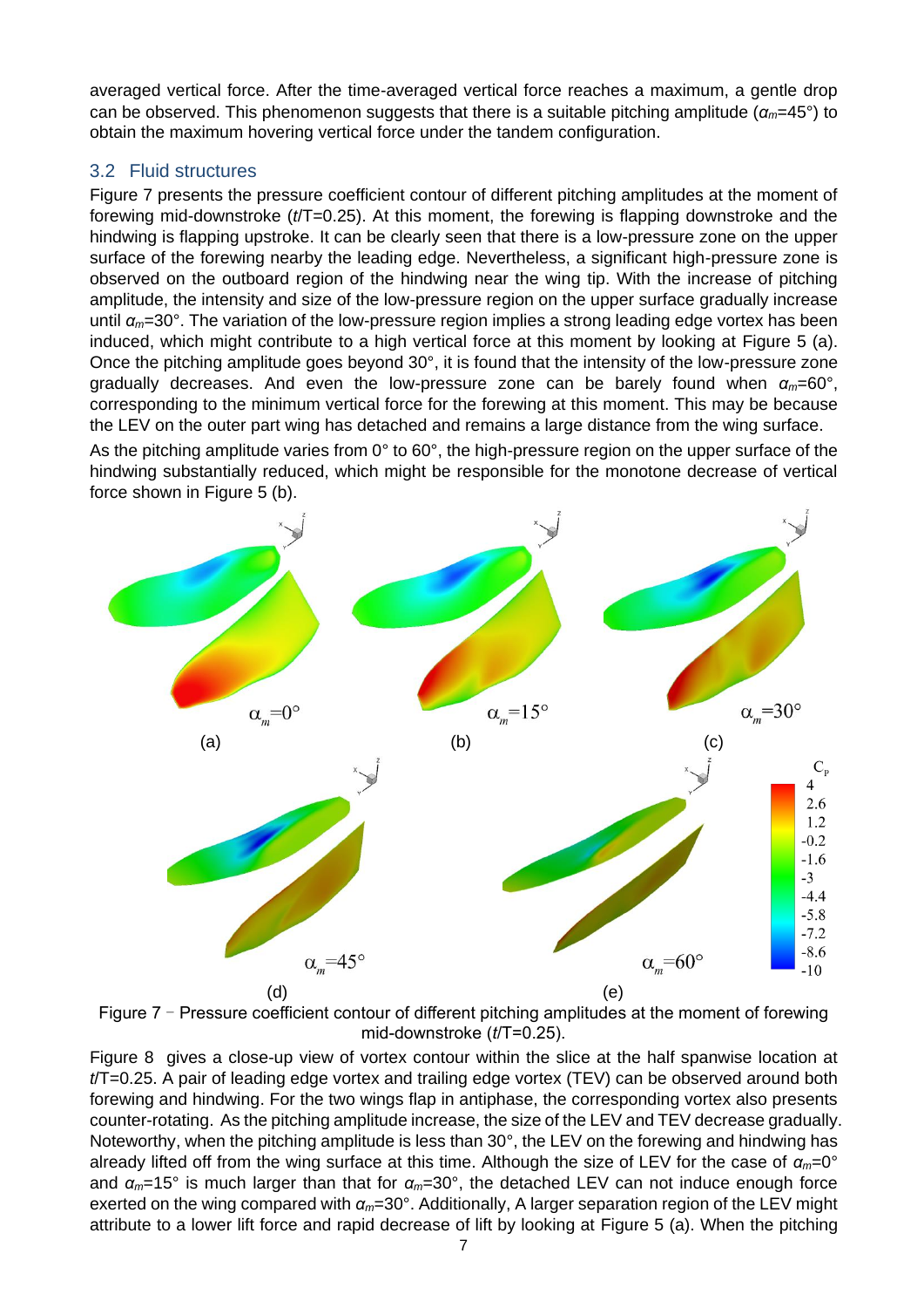averaged vertical force. After the time-averaged vertical force reaches a maximum, a gentle drop can be observed. This phenomenon suggests that there is a suitable pitching amplitude ($\alpha_m$=45°) to obtain the maximum hovering vertical force under the tandem configuration.

## 3.2 Fluid structures

Figure 7 presents the pressure coefficient contour of different pitching amplitudes at the moment of forewing mid-downstroke ($t$/T=0.25). At this moment, the forewing is flapping downstroke and the hindwing is flapping upstroke. It can be clearly seen that there is a low-pressure zone on the upper surface of the forewing nearby the leading edge. Nevertheless, a significant high-pressure zone is observed on the outboard region of the hindwing near the wing tip. With the increase of pitching amplitude, the intensity and size of the low-pressure region on the upper surface gradually increase until $\alpha_m$=30°. The variation of the low-pressure region implies a strong leading edge vortex has been induced, which might contribute to a high vertical force at this moment by looking at Figure 5 (a). Once the pitching amplitude goes beyond 30°, it is found that the intensity of the low-pressure zone gradually decreases. And even the low-pressure zone can be barely found when $\alpha_m$=60°, corresponding to the minimum vertical force for the forewing at this moment. This may be because the LEV on the outer part wing has detached and remains a large distance from the wing surface.

As the pitching amplitude varies from 0° to 60°, the high-pressure region on the upper surface of the hindwing substantially reduced, which might be responsible for the monotone decrease of vertical force shown in Figure 5 (b).

Figure 7 - Pressure coefficient contour of different pitching amplitudes at the moment of forewing mid-downstroke ($t$/T=0.25).

Figure 8 gives a close-up view of vortex contour within the slice at the half spanwise location at $t$/T=0.25. A pair of leading edge vortex and trailing edge vortex (TEV) can be observed around both forewing and hindwing. For the two wings flap in antiphase, the corresponding vortex also presents counter-rotating. As the pitching amplitude increase, the size of the LEV and TEV decrease gradually. Noteworthy, when the pitching amplitude is less than 30°, the LEV on the forewing and hindwing has already lifted off from the wing surface at this time. Although the size of LEV for the case of $\alpha_m$=0° and $\alpha_m$=15° is much larger than that for $\alpha_m$=30°, the detached LEV can not induce enough force exerted on the wing compared with $\alpha_m$=30°. Additionally, A larger separation region of the LEV might attribute to a lower lift force and rapid decrease of lift by looking at Figure 5 (a). When the pitching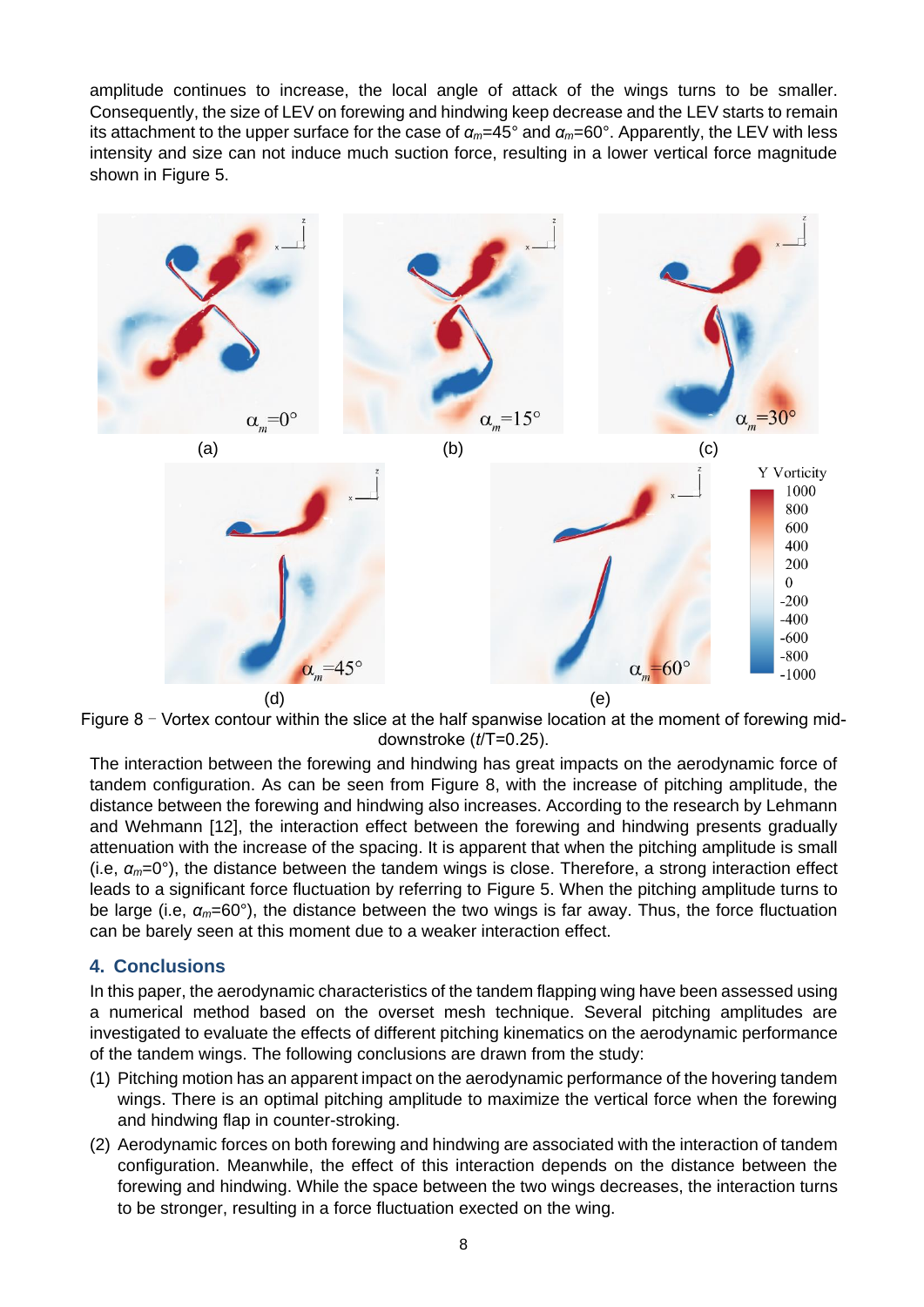amplitude continues to increase, the local angle of attack of the wings turns to be smaller. Consequently, the size of LEV on forewing and hindwing keep decrease and the LEV starts to remain its attachment to the upper surface for the case of $\alpha_m$=45° and $\alpha_m$=60°. Apparently, the LEV with less intensity and size can not induce much suction force, resulting in a lower vertical force magnitude shown in Figure 5.

Figure 8 - Vortex contour within the slice at the half spanwise location at the moment of forewing mid-downstroke ($t$/T=0.25).

The interaction between the forewing and hindwing has great impacts on the aerodynamic force of tandem configuration. As can be seen from Figure 8, with the increase of pitching amplitude, the distance between the forewing and hindwing also increases. According to the research by Lehmann and Wehmann [12], the interaction effect between the forewing and hindwing presents gradually attenuation with the increase of the spacing. It is apparent that when the pitching amplitude is small (i.e, $\alpha_m$=0°), the distance between the tandem wings is close. Therefore, a strong interaction effect leads to a significant force fluctuation by referring to Figure 5. When the pitching amplitude turns to be large (i.e, $\alpha_m$=60°), the distance between the two wings is far away. Thus, the force fluctuation can be barely seen at this moment due to a weaker interaction effect.

## 4. Conclusions

In this paper, the aerodynamic characteristics of the tandem flapping wing have been assessed using a numerical method based on the overset mesh technique. Several pitching amplitudes are investigated to evaluate the effects of different pitching kinematics on the aerodynamic performance of the tandem wings. The following conclusions are drawn from the study:

(1) Pitching motion has an apparent impact on the aerodynamic performance of the hovering tandem wings. There is an optimal pitching amplitude to maximize the vertical force when the forewing and hindwing flap in counter-stroking.

(2) Aerodynamic forces on both forewing and hindwing are associated with the interaction of tandem configuration. Meanwhile, the effect of this interaction depends on the distance between the forewing and hindwing. While the space between the two wings decreases, the interaction turns to be stronger, resulting in a force fluctuation exected on the wing.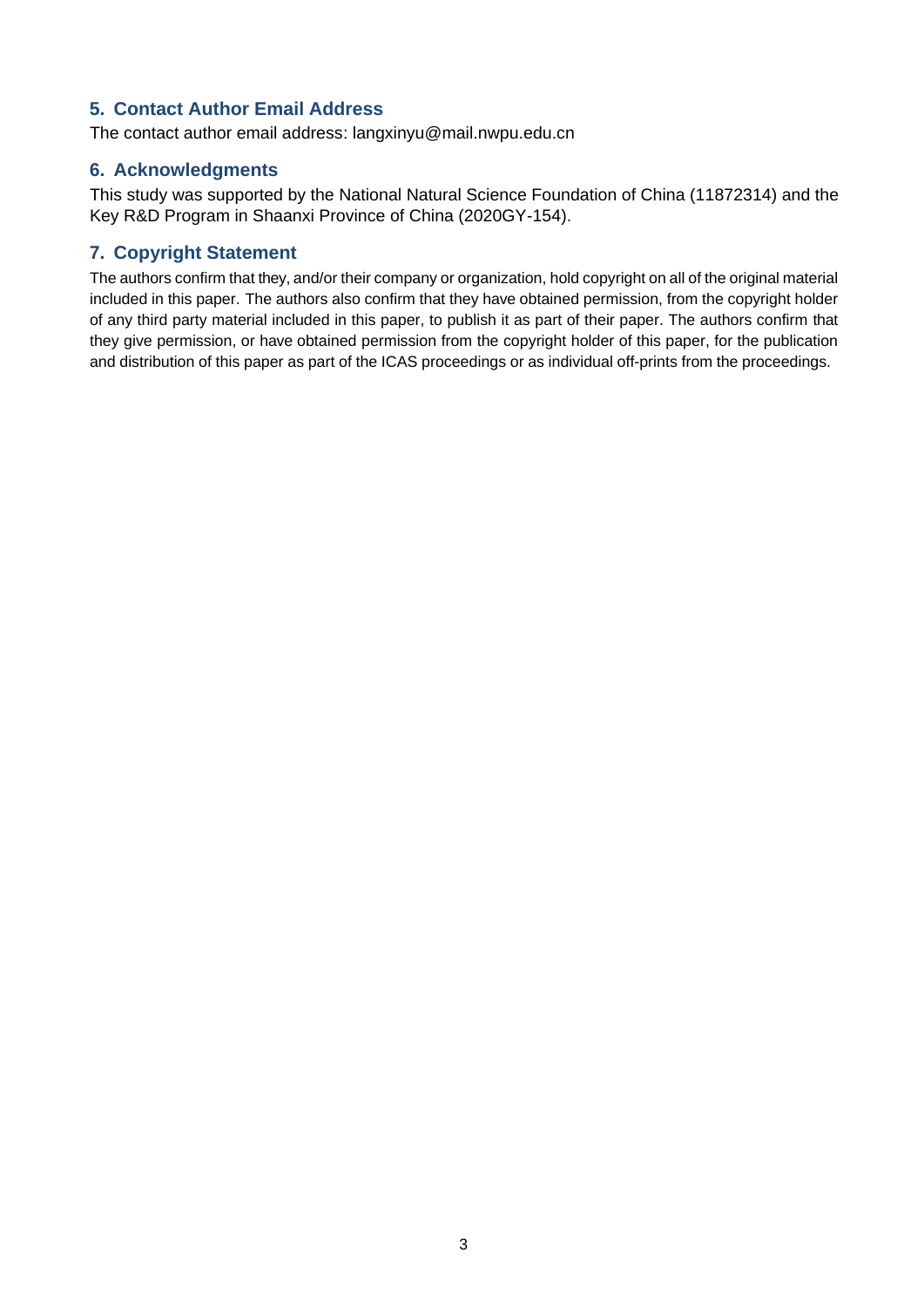## 5. Contact Author Email Address

The contact author email address: langxinyu@mail.nwpu.edu.cn

## 6. Acknowledgments

This study was supported by the National Natural Science Foundation of China (11872314) and the Key R&D Program in Shaanxi Province of China (2020GY-154).

## 7. Copyright Statement

The authors confirm that they, and/or their company or organization, hold copyright on all of the original material included in this paper. The authors also confirm that they have obtained permission, from the copyright holder of any third party material included in this paper, to publish it as part of their paper. The authors confirm that they give permission, or have obtained permission from the copyright holder of this paper, for the publication and distribution of this paper as part of the ICAS proceedings or as individual off-prints from the proceedings.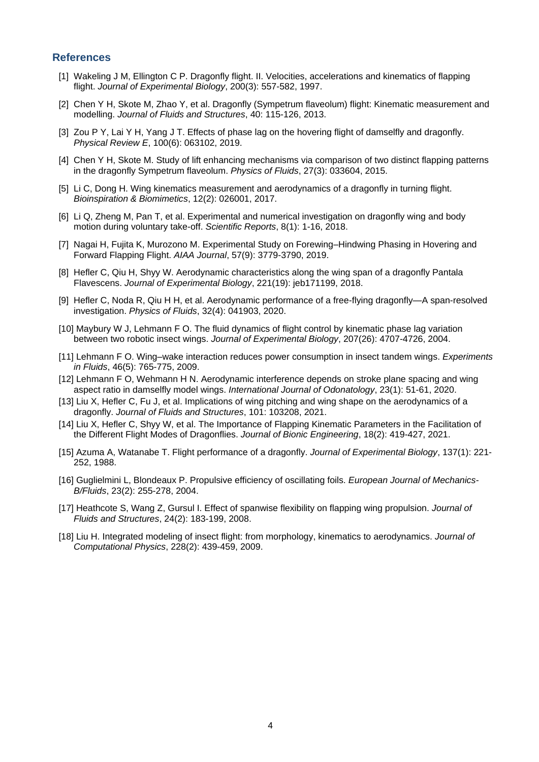## References

[1] Wakeling J M, Ellington C P. Dragonfly flight. II. Velocities, accelerations and kinematics of flapping flight. *Journal of Experimental Biology*, 200(3): 557-582, 1997.

[2] Chen Y H, Skote M, Zhao Y, et al. Dragonfly (Sympetrum flaveolum) flight: Kinematic measurement and modelling. *Journal of Fluids and Structures*, 40: 115-126, 2013.

[3] Zou P Y, Lai Y H, Yang J T. Effects of phase lag on the hovering flight of damselfly and dragonfly. *Physical Review E*, 100(6): 063102, 2019.

[4] Chen Y H, Skote M. Study of lift enhancing mechanisms via comparison of two distinct flapping patterns in the dragonfly Sympetrum flaveolum. *Physics of Fluids*, 27(3): 033604, 2015.

[5] Li C, Dong H. Wing kinematics measurement and aerodynamics of a dragonfly in turning flight. *Bioinspiration & Biomimetics*, 12(2): 026001, 2017.

[6] Li Q, Zheng M, Pan T, et al. Experimental and numerical investigation on dragonfly wing and body motion during voluntary take-off. *Scientific Reports*, 8(1): 1-16, 2018.

[7] Nagai H, Fujita K, Murozono M. Experimental Study on Forewing–Hindwing Phasing in Hovering and Forward Flapping Flight. *AIAA Journal*, 57(9): 3779-3790, 2019.

[8] Hefler C, Qiu H, Shyy W. Aerodynamic characteristics along the wing span of a dragonfly Pantala Flavescens. *Journal of Experimental Biology*, 221(19): jeb171199, 2018.

[9] Hefler C, Noda R, Qiu H H, et al. Aerodynamic performance of a free-flying dragonfly—A span-resolved investigation. *Physics of Fluids*, 32(4): 041903, 2020.

[10] Maybury W J, Lehmann F O. The fluid dynamics of flight control by kinematic phase lag variation between two robotic insect wings. *Journal of Experimental Biology*, 207(26): 4707-4726, 2004.

[11] Lehmann F O. Wing–wake interaction reduces power consumption in insect tandem wings. *Experiments in Fluids*, 46(5): 765-775, 2009.

[12] Lehmann F O, Wehmann H N. Aerodynamic interference depends on stroke plane spacing and wing aspect ratio in damselfly model wings. *International Journal of Odonatology*, 23(1): 51-61, 2020.

[13] Liu X, Hefler C, Fu J, et al. Implications of wing pitching and wing shape on the aerodynamics of a dragonfly. *Journal of Fluids and Structures*, 101: 103208, 2021.

[14] Liu X, Hefler C, Shyy W, et al. The Importance of Flapping Kinematic Parameters in the Facilitation of the Different Flight Modes of Dragonflies. *Journal of Bionic Engineering*, 18(2): 419-427, 2021.

[15] Azuma A, Watanabe T. Flight performance of a dragonfly. *Journal of Experimental Biology*, 137(1): 221-252, 1988.

[16] Guglielmini L, Blondeaux P. Propulsive efficiency of oscillating foils. *European Journal of Mechanics-B/Fluids*, 23(2): 255-278, 2004.

[17] Heathcote S, Wang Z, Gursul I. Effect of spanwise flexibility on flapping wing propulsion. *Journal of Fluids and Structures*, 24(2): 183-199, 2008.

[18] Liu H. Integrated modeling of insect flight: from morphology, kinematics to aerodynamics. *Journal of Computational Physics*, 228(2): 439-459, 2009.